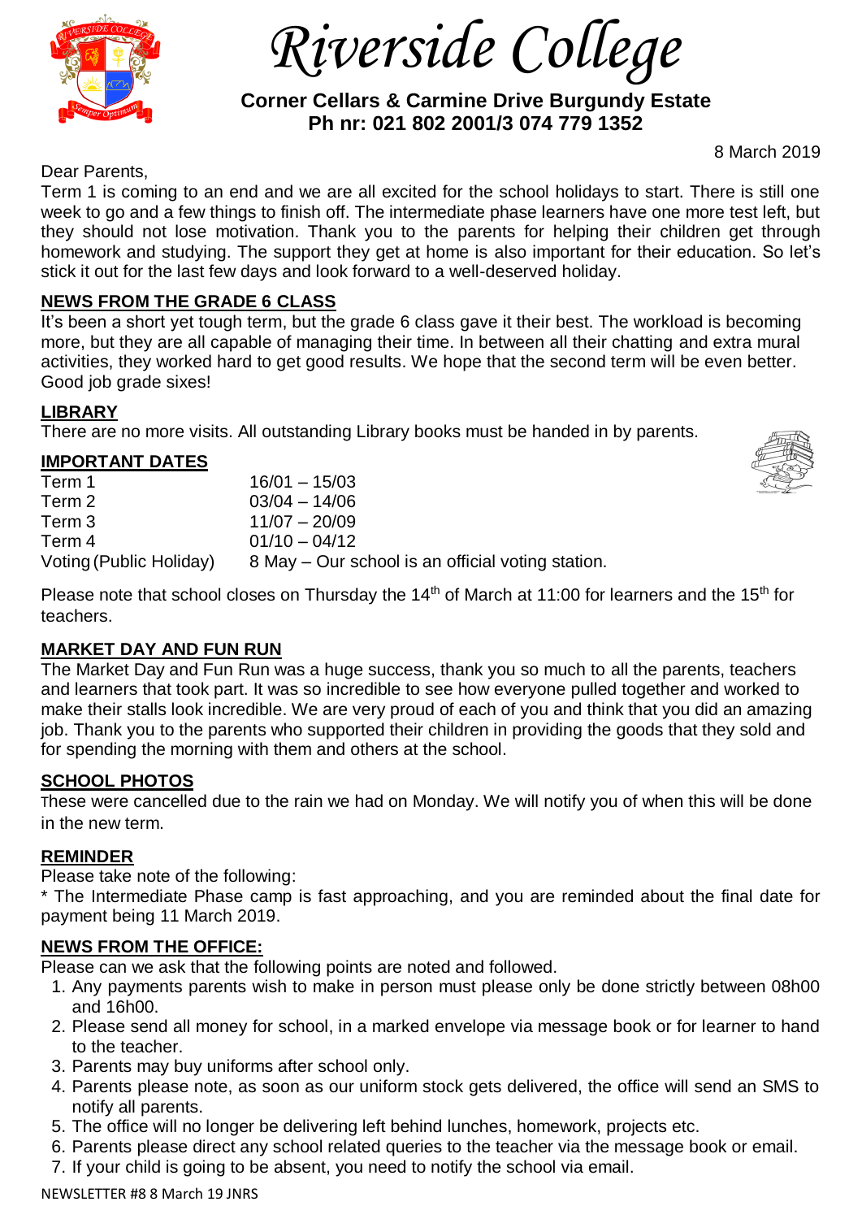# Riverside College

**Corner Cellars & Carmine Drive Burgundy Estate**
**Ph nr: 021 802 2001/3 074 779 1352**

8 March 2019

Dear Parents,

Term 1 is coming to an end and we are all excited for the school holidays to start. There is still one week to go and a few things to finish off. The intermediate phase learners have one more test left, but they should not lose motivation. Thank you to the parents for helping their children get through homework and studying. The support they get at home is also important for their education. So let's stick it out for the last few days and look forward to a well-deserved holiday.

## NEWS FROM THE GRADE 6 CLASS

It's been a short yet tough term, but the grade 6 class gave it their best. The workload is becoming more, but they are all capable of managing their time. In between all their chatting and extra mural activities, they worked hard to get good results. We hope that the second term will be even better. Good job grade sixes!

## LIBRARY

There are no more visits. All outstanding Library books must be handed in by parents.

## IMPORTANT DATES

| | |
|---|---|
| Term 1 | 16/01 – 15/03 |
| Term 2 | 03/04 – 14/06 |
| Term 3 | 11/07 – 20/09 |
| Term 4 | 01/10 – 04/12 |
| Voting (Public Holiday) | 8 May – Our school is an official voting station. |

Please note that school closes on Thursday the 14th of March at 11:00 for learners and the 15th for teachers.

## MARKET DAY AND FUN RUN

The Market Day and Fun Run was a huge success, thank you so much to all the parents, teachers and learners that took part. It was so incredible to see how everyone pulled together and worked to make their stalls look incredible. We are very proud of each of you and think that you did an amazing job. Thank you to the parents who supported their children in providing the goods that they sold and for spending the morning with them and others at the school.

## SCHOOL PHOTOS

These were cancelled due to the rain we had on Monday. We will notify you of when this will be done in the new term.

## REMINDER

Please take note of the following:

* The Intermediate Phase camp is fast approaching, and you are reminded about the final date for payment being 11 March 2019.

## NEWS FROM THE OFFICE:

Please can we ask that the following points are noted and followed.

1. Any payments parents wish to make in person must please only be done strictly between 08h00 and 16h00.
2. Please send all money for school, in a marked envelope via message book or for learner to hand to the teacher.
3. Parents may buy uniforms after school only.
4. Parents please note, as soon as our uniform stock gets delivered, the office will send an SMS to notify all parents.
5. The office will no longer be delivering left behind lunches, homework, projects etc.
6. Parents please direct any school related queries to the teacher via the message book or email.
7. If your child is going to be absent, you need to notify the school via email.

NEWSLETTER #8 8 March 19 JNRS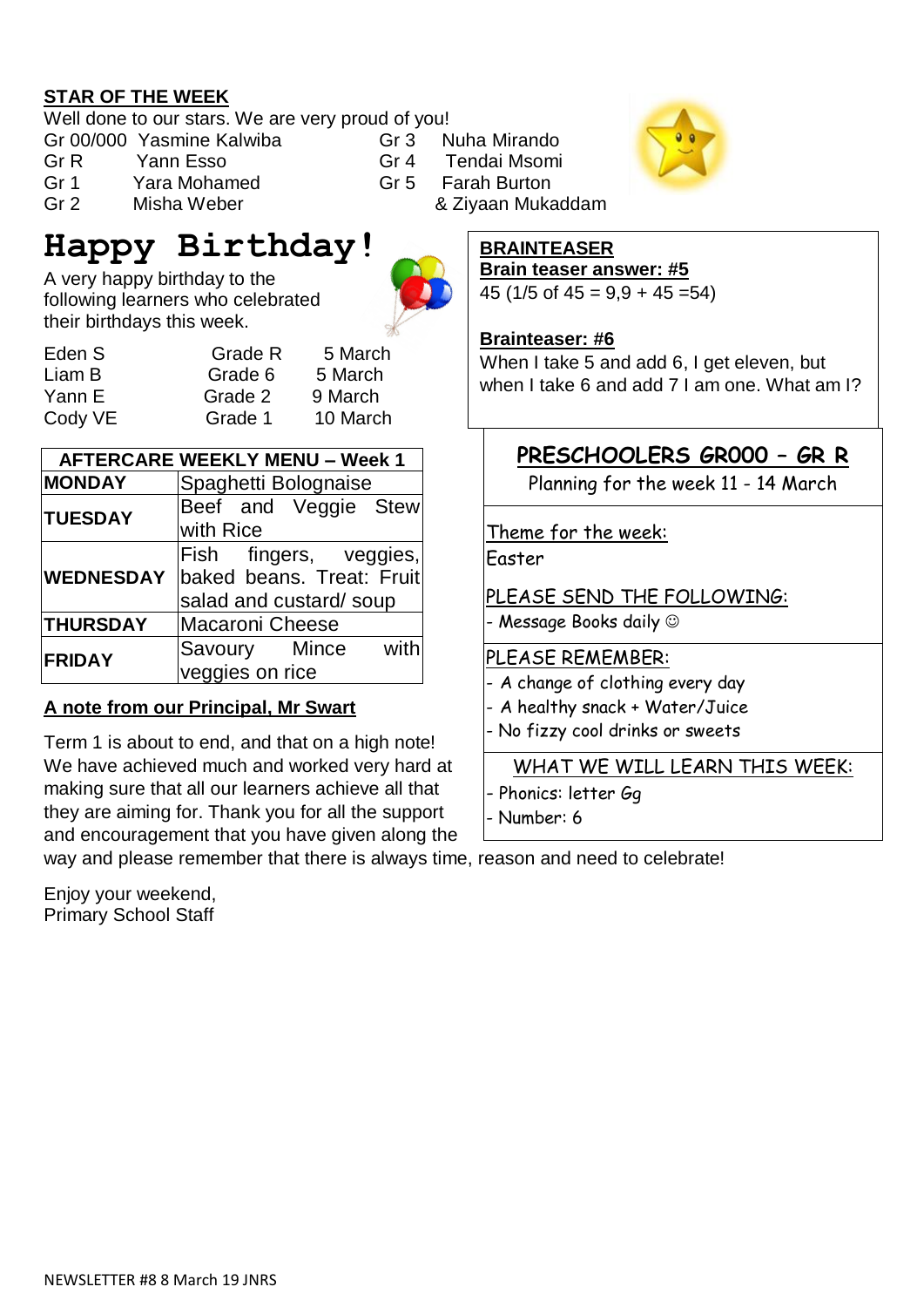## STAR OF THE WEEK

Well done to our stars. We are very proud of you!

| | | | |
|---|---|---|---|
| Gr 00/000 | Yasmine Kalwiba | Gr 3 | Nuha Mirando |
| Gr R | Yann Esso | Gr 4 | Tendai Msomi |
| Gr 1 | Yara Mohamed | Gr 5 | Farah Burton |
| Gr 2 | Misha Weber | | & Ziyaan Mukaddam |

# Happy Birthday!

A very happy birthday to the following learners who celebrated their birthdays this week.

| | | |
|---|---|---|
| Eden S | Grade R | 5 March |
| Liam B | Grade 6 | 5 March |
| Yann E | Grade 2 | 9 March |
| Cody VE | Grade 1 | 10 March |

| AFTERCARE WEEKLY MENU – Week 1 | |
|---|---|
| **MONDAY** | Spaghetti Bolognaise |
| **TUESDAY** | Beef and Veggie Stew with Rice |
| **WEDNESDAY** | Fish fingers, veggies, baked beans. Treat: Fruit salad and custard/ soup |
| **THURSDAY** | Macaroni Cheese |
| **FRIDAY** | Savoury Mince with veggies on rice |

## A note from our Principal, Mr Swart

Term 1 is about to end, and that on a high note! We have achieved much and worked very hard at making sure that all our learners achieve all that they are aiming for. Thank you for all the support and encouragement that you have given along the way and please remember that there is always time, reason and need to celebrate!

Enjoy your weekend,
Primary School Staff

## BRAINTEASER

**Brain teaser answer: #5**

45 (1/5 of 45 = 9,9 + 45 =54)

**Brainteaser: #6**

When I take 5 and add 6, I get eleven, but when I take 6 and add 7 I am one. What am I?

## PRESCHOOLERS GR000 – GR R

Planning for the week 11 - 14 March

Theme for the week:

Easter

PLEASE SEND THE FOLLOWING:

- Message Books daily ☺

PLEASE REMEMBER:

- A change of clothing every day
- A healthy snack + Water/Juice
- No fizzy cool drinks or sweets

WHAT WE WILL LEARN THIS WEEK:

- Phonics: letter Gg
- Number: 6